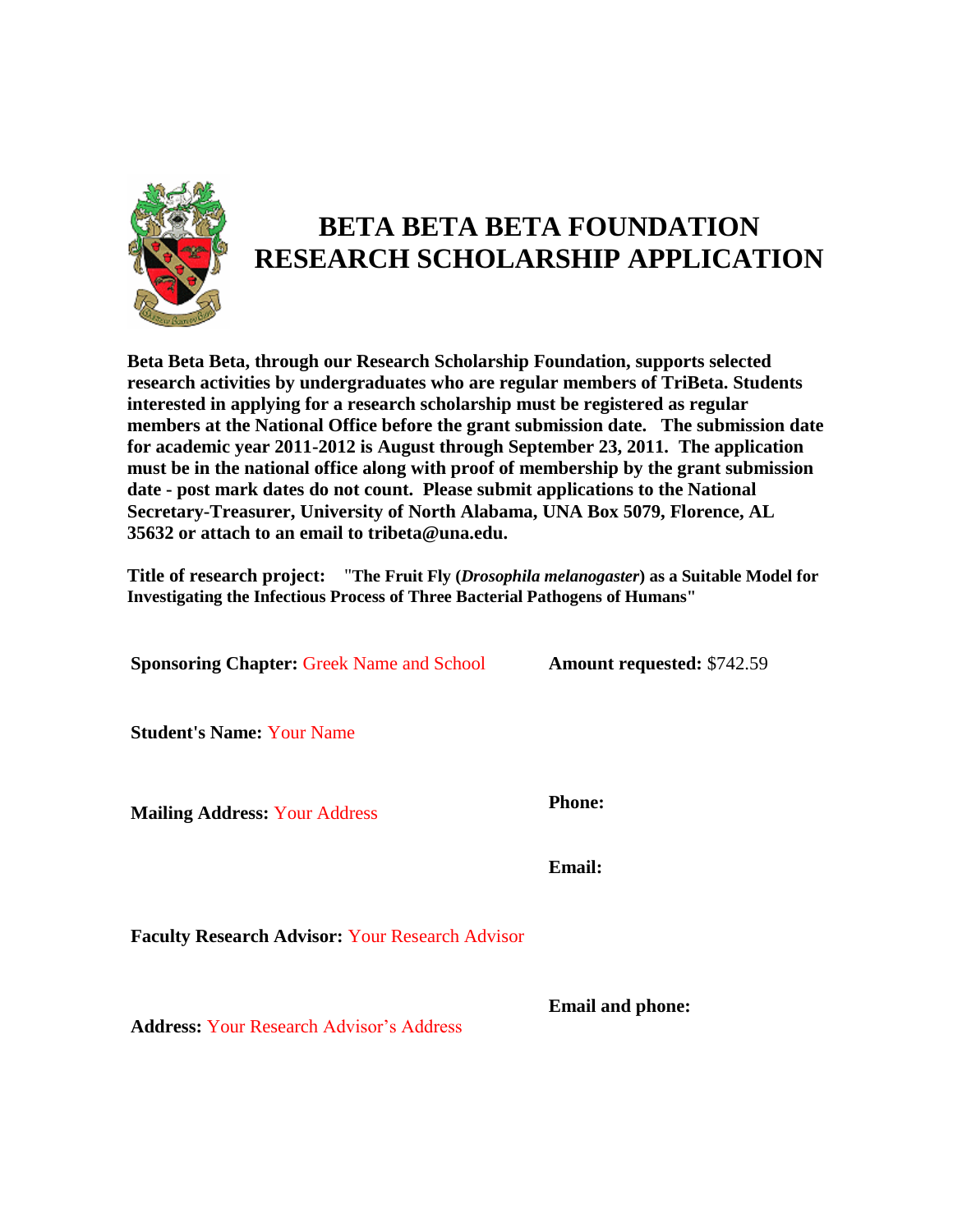# BETA BETA BETA FOUNDATION RESEARCH SCHOLARSHIP APPLICATION

**Beta Beta Beta, through our Research Scholarship Foundation, supports selected research activities by undergraduates who are regular members of TriBeta. Students interested in applying for a research scholarship must be registered as regular members at the National Office before the grant submission date. The submission date for academic year 2011-2012 is August through September 23, 2011. The application must be in the national office along with proof of membership by the grant submission date - post mark dates do not count. Please submit applications to the National Secretary-Treasurer, University of North Alabama, UNA Box 5079, Florence, AL 35632 or attach to an email to tribeta@una.edu.**

**Title of research project:** **"The Fruit Fly (*Drosophila melanogaster*) as a Suitable Model for Investigating the Infectious Process of Three Bacterial Pathogens of Humans"**

**Sponsoring Chapter:** Greek Name and School

**Amount requested:** $742.59

**Student's Name:** Your Name

**Mailing Address:** Your Address

**Phone:**

**Email:**

**Faculty Research Advisor:** Your Research Advisor

**Address:** Your Research Advisor's Address

**Email and phone:**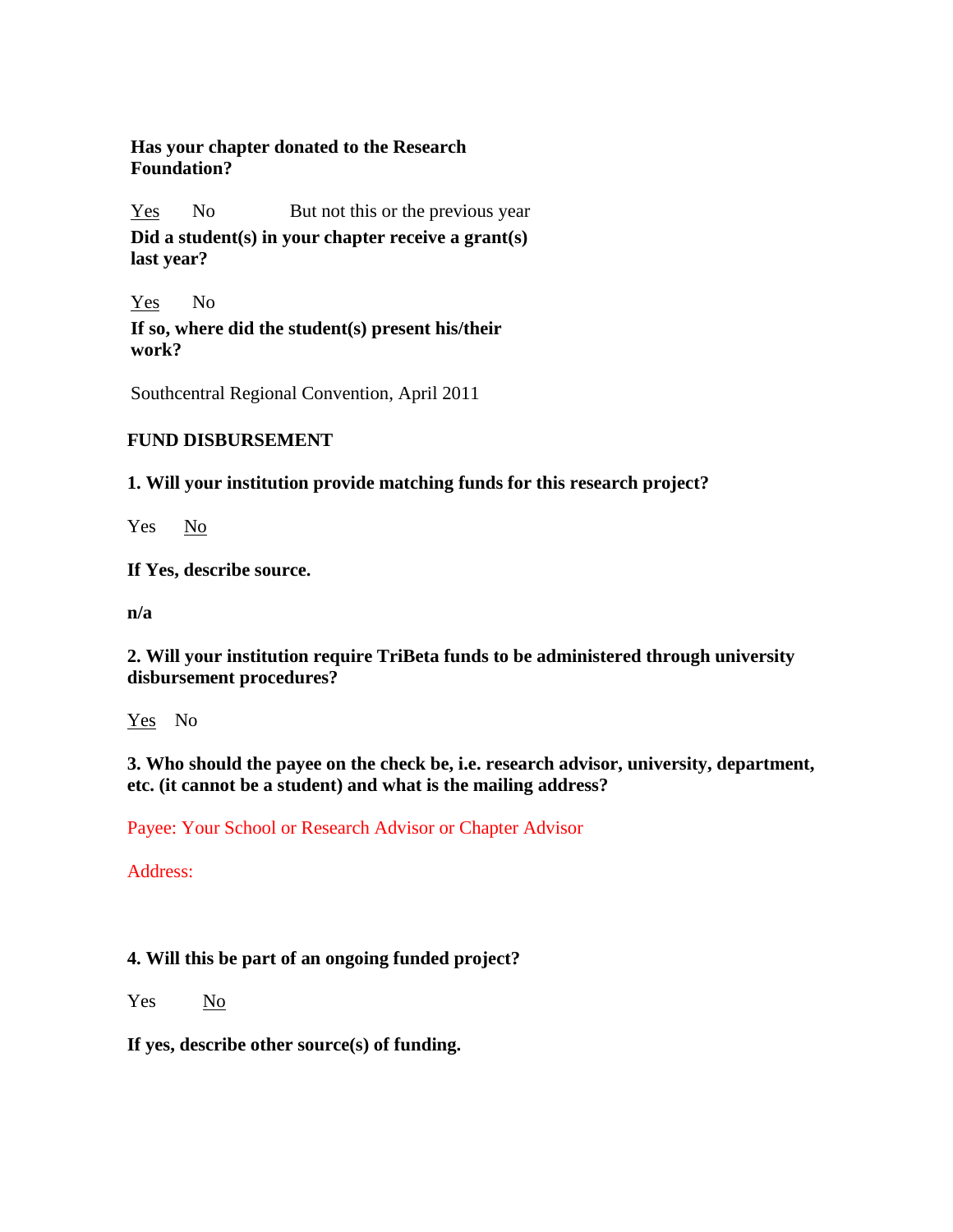**Has your chapter donated to the Research Foundation?**

<u>Yes</u>  No  But not this or the previous year

**Did a student(s) in your chapter receive a grant(s) last year?**

<u>Yes</u>  No

**If so, where did the student(s) present his/their work?**

Southcentral Regional Convention, April 2011

**FUND DISBURSEMENT**

**1. Will your institution provide matching funds for this research project?**

Yes  <u>No</u>

**If Yes, describe source.**

**n/a**

**2. Will your institution require TriBeta funds to be administered through university disbursement procedures?**

<u>Yes</u>  No

**3. Who should the payee on the check be, i.e. research advisor, university, department, etc. (it cannot be a student) and what is the mailing address?**

Payee: Your School or Research Advisor or Chapter Advisor

Address:

**4. Will this be part of an ongoing funded project?**

Yes  <u>No</u>

**If yes, describe other source(s) of funding.**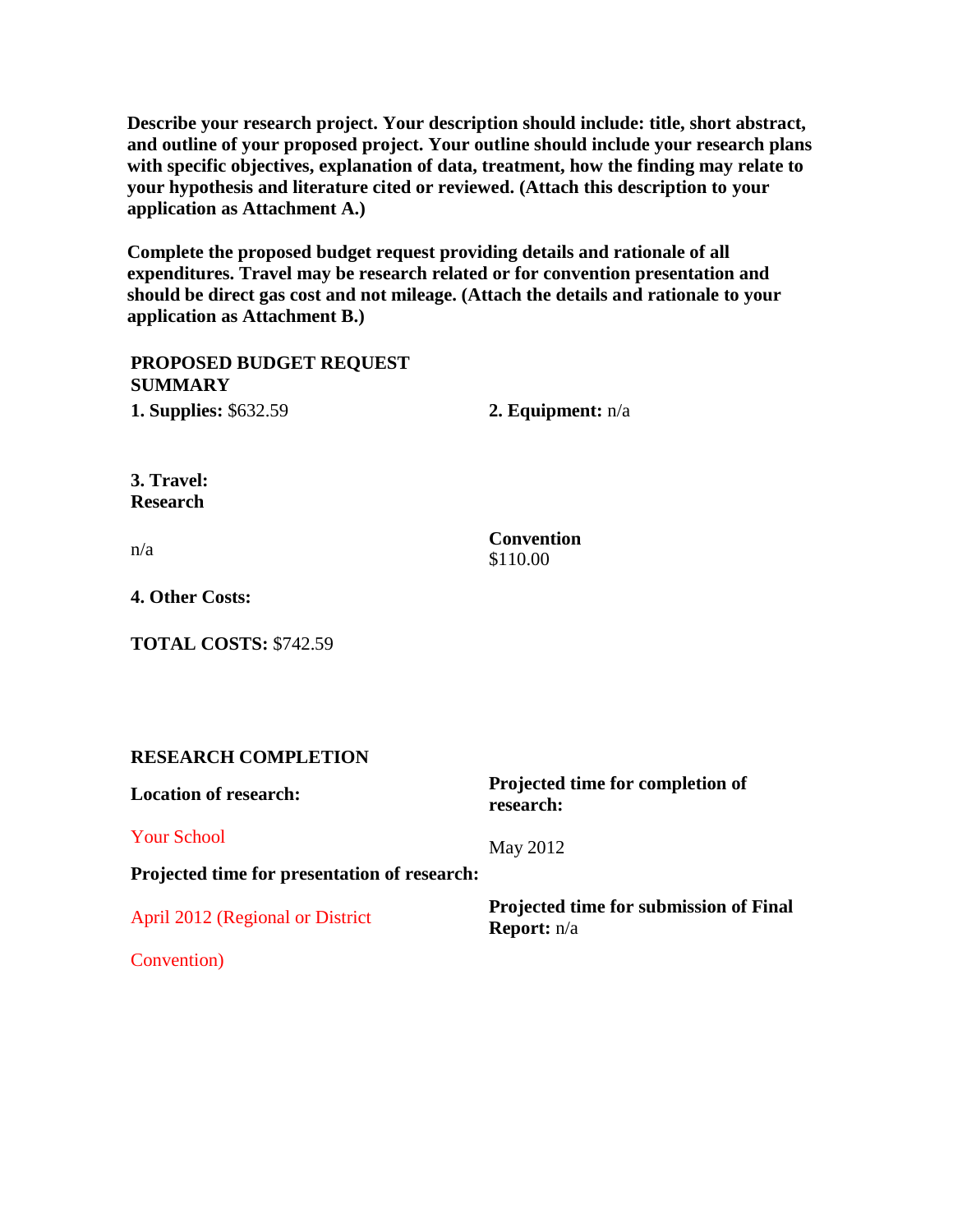**Describe your research project. Your description should include: title, short abstract, and outline of your proposed project. Your outline should include your research plans with specific objectives, explanation of data, treatment, how the finding may relate to your hypothesis and literature cited or reviewed. (Attach this description to your application as Attachment A.)**

**Complete the proposed budget request providing details and rationale of all expenditures. Travel may be research related or for convention presentation and should be direct gas cost and not mileage. (Attach the details and rationale to your application as Attachment B.)**

**PROPOSED BUDGET REQUEST SUMMARY**

**1. Supplies:** $632.59

**2. Equipment:** n/a

**3. Travel:**

**Research**

n/a

**Convention**

$110.00

**4. Other Costs:**

**TOTAL COSTS:** $742.59

**RESEARCH COMPLETION**

**Location of research:**

Your School

**Projected time for completion of research:**

May 2012

**Projected time for presentation of research:**

April 2012 (Regional or District Convention)

**Projected time for submission of Final Report:** n/a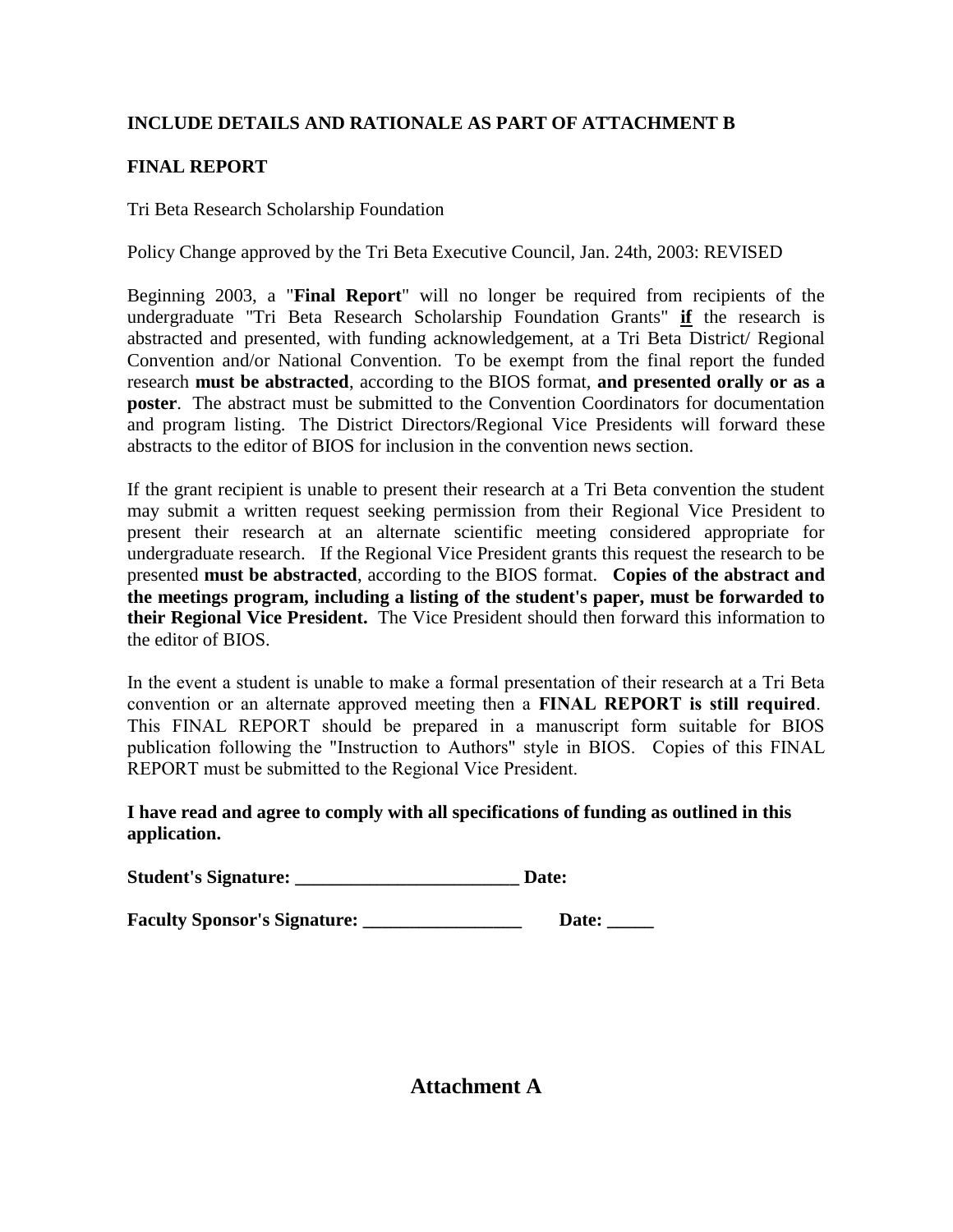**INCLUDE DETAILS AND RATIONALE AS PART OF ATTACHMENT B**

**FINAL REPORT**

Tri Beta Research Scholarship Foundation

Policy Change approved by the Tri Beta Executive Council, Jan. 24th, 2003: REVISED

Beginning 2003, a "**Final Report**" will no longer be required from recipients of the undergraduate "Tri Beta Research Scholarship Foundation Grants" **if** the research is abstracted and presented, with funding acknowledgement, at a Tri Beta District/ Regional Convention and/or National Convention. To be exempt from the final report the funded research **must be abstracted**, according to the BIOS format, **and presented orally or as a poster**. The abstract must be submitted to the Convention Coordinators for documentation and program listing. The District Directors/Regional Vice Presidents will forward these abstracts to the editor of BIOS for inclusion in the convention news section.

If the grant recipient is unable to present their research at a Tri Beta convention the student may submit a written request seeking permission from their Regional Vice President to present their research at an alternate scientific meeting considered appropriate for undergraduate research. If the Regional Vice President grants this request the research to be presented **must be abstracted**, according to the BIOS format. **Copies of the abstract and the meetings program, including a listing of the student's paper, must be forwarded to their Regional Vice President.** The Vice President should then forward this information to the editor of BIOS.

In the event a student is unable to make a formal presentation of their research at a Tri Beta convention or an alternate approved meeting then a **FINAL REPORT is still required**. This FINAL REPORT should be prepared in a manuscript form suitable for BIOS publication following the "Instruction to Authors" style in BIOS. Copies of this FINAL REPORT must be submitted to the Regional Vice President.

**I have read and agree to comply with all specifications of funding as outlined in this application.**

**Student's Signature: ________________________ Date:**

**Faculty Sponsor's Signature: _________________ Date: _____**

## Attachment A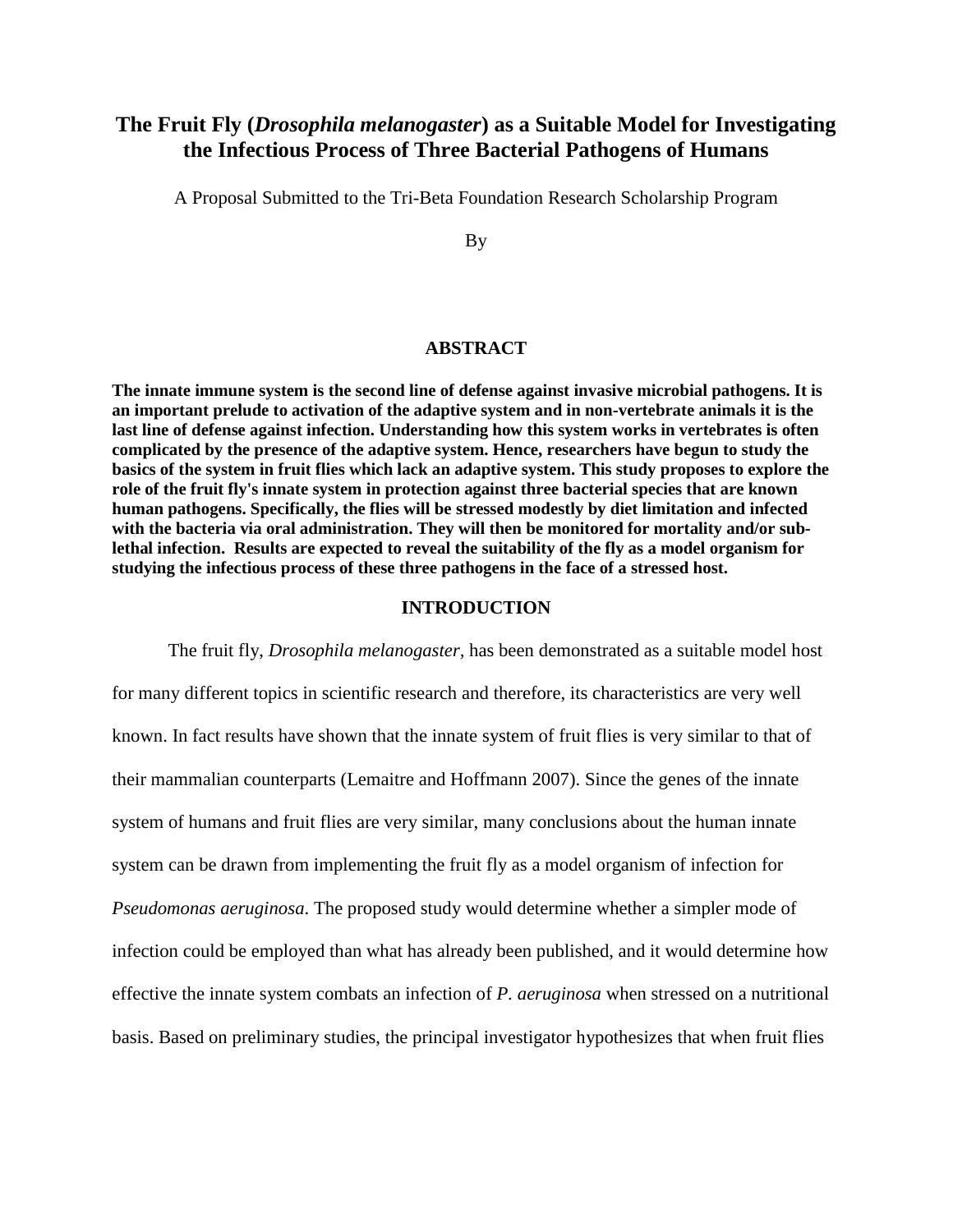# The Fruit Fly (*Drosophila melanogaster*) as a Suitable Model for Investigating the Infectious Process of Three Bacterial Pathogens of Humans

A Proposal Submitted to the Tri-Beta Foundation Research Scholarship Program

By

## ABSTRACT

**The innate immune system is the second line of defense against invasive microbial pathogens. It is an important prelude to activation of the adaptive system and in non-vertebrate animals it is the last line of defense against infection. Understanding how this system works in vertebrates is often complicated by the presence of the adaptive system. Hence, researchers have begun to study the basics of the system in fruit flies which lack an adaptive system. This study proposes to explore the role of the fruit fly's innate system in protection against three bacterial species that are known human pathogens. Specifically, the flies will be stressed modestly by diet limitation and infected with the bacteria via oral administration. They will then be monitored for mortality and/or sub-lethal infection. Results are expected to reveal the suitability of the fly as a model organism for studying the infectious process of these three pathogens in the face of a stressed host.**

## INTRODUCTION

The fruit fly, *Drosophila melanogaster*, has been demonstrated as a suitable model host for many different topics in scientific research and therefore, its characteristics are very well known. In fact results have shown that the innate system of fruit flies is very similar to that of their mammalian counterparts (Lemaitre and Hoffmann 2007). Since the genes of the innate system of humans and fruit flies are very similar, many conclusions about the human innate system can be drawn from implementing the fruit fly as a model organism of infection for *Pseudomonas aeruginosa*. The proposed study would determine whether a simpler mode of infection could be employed than what has already been published, and it would determine how effective the innate system combats an infection of *P. aeruginosa* when stressed on a nutritional basis. Based on preliminary studies, the principal investigator hypothesizes that when fruit flies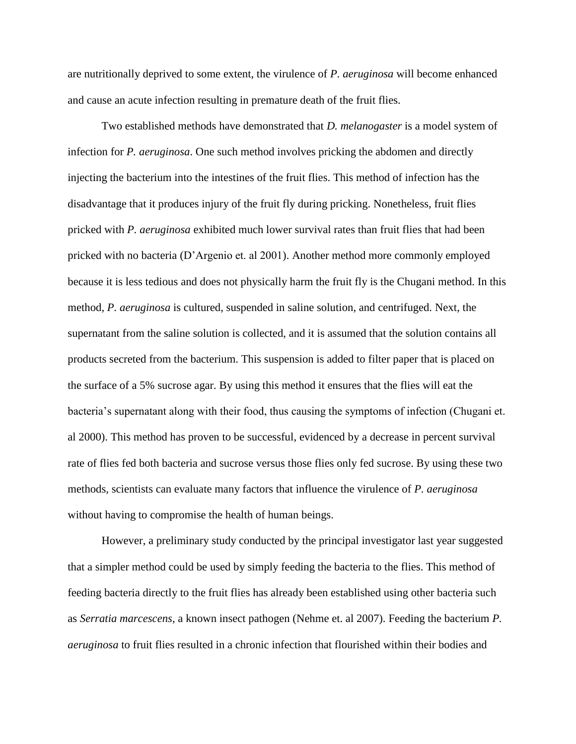are nutritionally deprived to some extent, the virulence of *P. aeruginosa* will become enhanced and cause an acute infection resulting in premature death of the fruit flies.

Two established methods have demonstrated that *D. melanogaster* is a model system of infection for *P. aeruginosa*. One such method involves pricking the abdomen and directly injecting the bacterium into the intestines of the fruit flies. This method of infection has the disadvantage that it produces injury of the fruit fly during pricking. Nonetheless, fruit flies pricked with *P. aeruginosa* exhibited much lower survival rates than fruit flies that had been pricked with no bacteria (D'Argenio et. al 2001). Another method more commonly employed because it is less tedious and does not physically harm the fruit fly is the Chugani method. In this method, *P. aeruginosa* is cultured, suspended in saline solution, and centrifuged. Next, the supernatant from the saline solution is collected, and it is assumed that the solution contains all products secreted from the bacterium. This suspension is added to filter paper that is placed on the surface of a 5% sucrose agar. By using this method it ensures that the flies will eat the bacteria's supernatant along with their food, thus causing the symptoms of infection (Chugani et. al 2000). This method has proven to be successful, evidenced by a decrease in percent survival rate of flies fed both bacteria and sucrose versus those flies only fed sucrose. By using these two methods, scientists can evaluate many factors that influence the virulence of *P. aeruginosa* without having to compromise the health of human beings.

However, a preliminary study conducted by the principal investigator last year suggested that a simpler method could be used by simply feeding the bacteria to the flies. This method of feeding bacteria directly to the fruit flies has already been established using other bacteria such as *Serratia marcescens*, a known insect pathogen (Nehme et. al 2007). Feeding the bacterium *P. aeruginosa* to fruit flies resulted in a chronic infection that flourished within their bodies and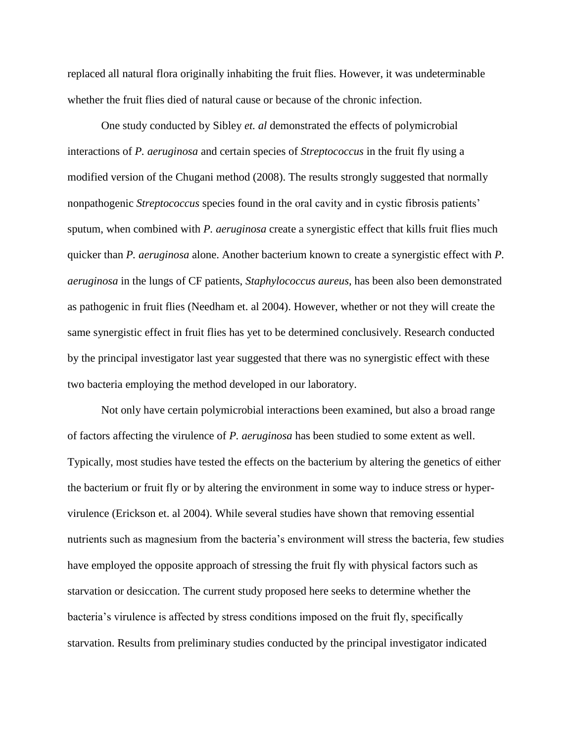replaced all natural flora originally inhabiting the fruit flies. However, it was undeterminable whether the fruit flies died of natural cause or because of the chronic infection.

One study conducted by Sibley *et. al* demonstrated the effects of polymicrobial interactions of *P. aeruginosa* and certain species of *Streptococcus* in the fruit fly using a modified version of the Chugani method (2008). The results strongly suggested that normally nonpathogenic *Streptococcus* species found in the oral cavity and in cystic fibrosis patients' sputum, when combined with *P. aeruginosa* create a synergistic effect that kills fruit flies much quicker than *P. aeruginosa* alone. Another bacterium known to create a synergistic effect with *P. aeruginosa* in the lungs of CF patients, *Staphylococcus aureus*, has been also been demonstrated as pathogenic in fruit flies (Needham et. al 2004). However, whether or not they will create the same synergistic effect in fruit flies has yet to be determined conclusively. Research conducted by the principal investigator last year suggested that there was no synergistic effect with these two bacteria employing the method developed in our laboratory.

Not only have certain polymicrobial interactions been examined, but also a broad range of factors affecting the virulence of *P. aeruginosa* has been studied to some extent as well. Typically, most studies have tested the effects on the bacterium by altering the genetics of either the bacterium or fruit fly or by altering the environment in some way to induce stress or hyper-virulence (Erickson et. al 2004). While several studies have shown that removing essential nutrients such as magnesium from the bacteria's environment will stress the bacteria, few studies have employed the opposite approach of stressing the fruit fly with physical factors such as starvation or desiccation. The current study proposed here seeks to determine whether the bacteria's virulence is affected by stress conditions imposed on the fruit fly, specifically starvation. Results from preliminary studies conducted by the principal investigator indicated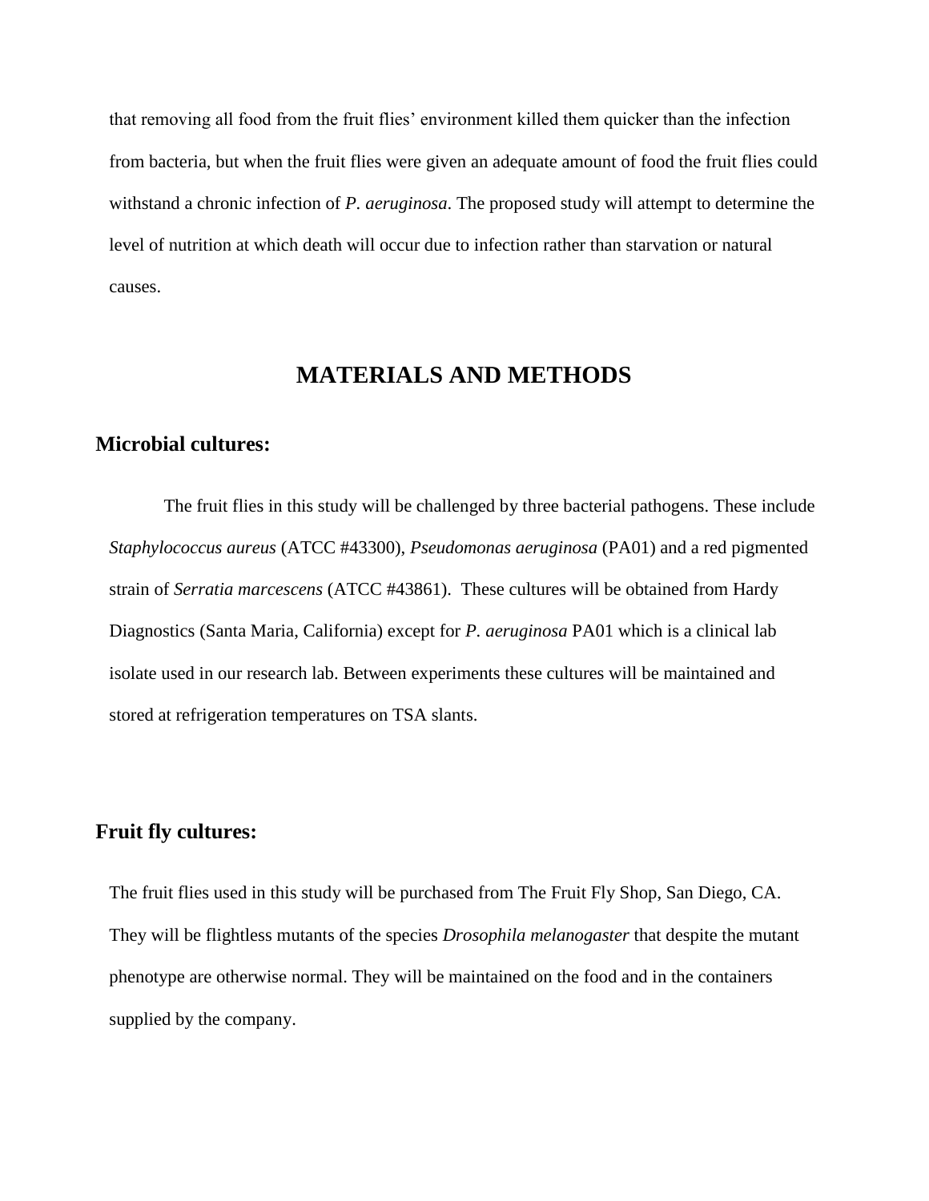that removing all food from the fruit flies' environment killed them quicker than the infection from bacteria, but when the fruit flies were given an adequate amount of food the fruit flies could withstand a chronic infection of *P. aeruginosa*. The proposed study will attempt to determine the level of nutrition at which death will occur due to infection rather than starvation or natural causes.

# MATERIALS AND METHODS

## Microbial cultures:

The fruit flies in this study will be challenged by three bacterial pathogens. These include *Staphylococcus aureus* (ATCC #43300), *Pseudomonas aeruginosa* (PA01) and a red pigmented strain of *Serratia marcescens* (ATCC #43861). These cultures will be obtained from Hardy Diagnostics (Santa Maria, California) except for *P. aeruginosa* PA01 which is a clinical lab isolate used in our research lab. Between experiments these cultures will be maintained and stored at refrigeration temperatures on TSA slants.

## Fruit fly cultures:

The fruit flies used in this study will be purchased from The Fruit Fly Shop, San Diego, CA. They will be flightless mutants of the species *Drosophila melanogaster* that despite the mutant phenotype are otherwise normal. They will be maintained on the food and in the containers supplied by the company.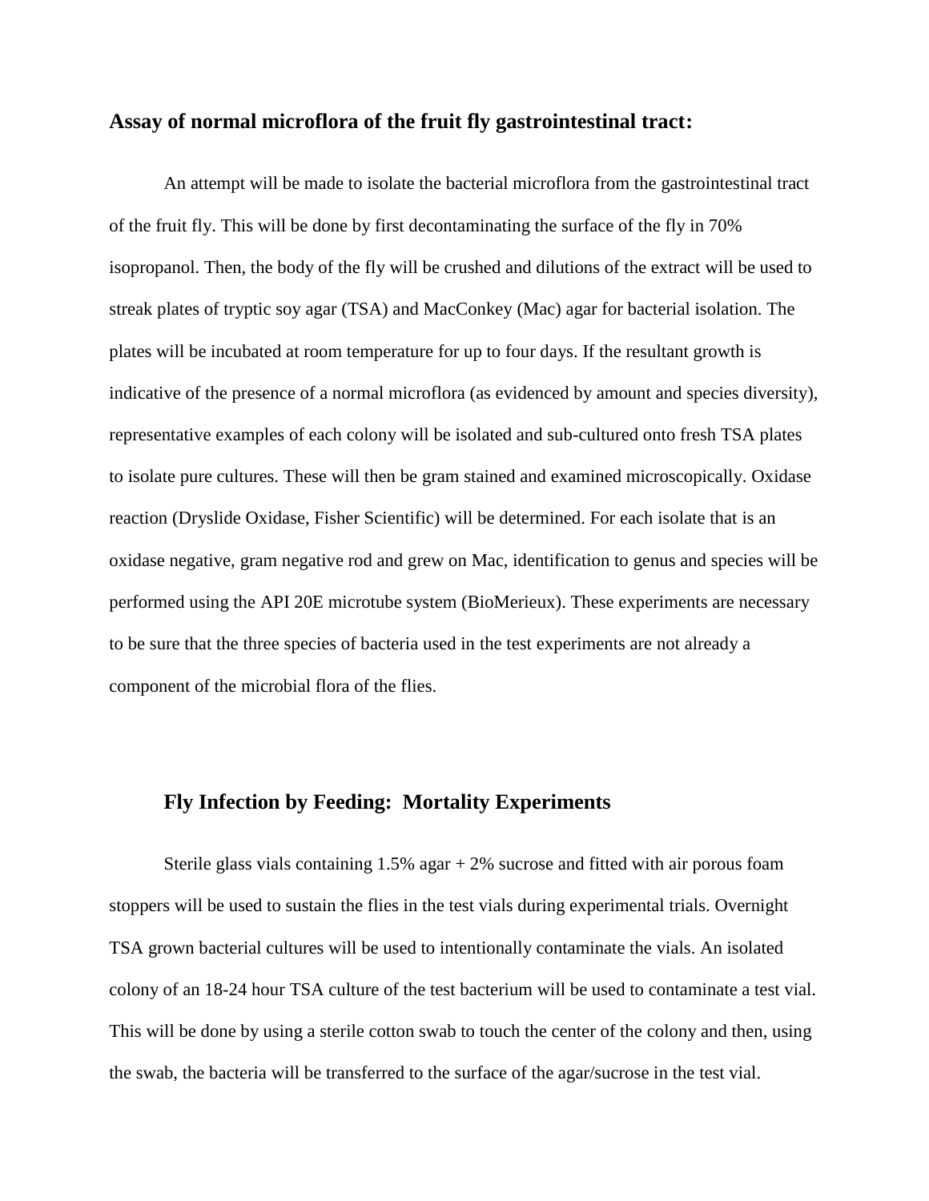### Assay of normal microflora of the fruit fly gastrointestinal tract:

An attempt will be made to isolate the bacterial microflora from the gastrointestinal tract of the fruit fly. This will be done by first decontaminating the surface of the fly in 70% isopropanol. Then, the body of the fly will be crushed and dilutions of the extract will be used to streak plates of tryptic soy agar (TSA) and MacConkey (Mac) agar for bacterial isolation. The plates will be incubated at room temperature for up to four days. If the resultant growth is indicative of the presence of a normal microflora (as evidenced by amount and species diversity), representative examples of each colony will be isolated and sub-cultured onto fresh TSA plates to isolate pure cultures. These will then be gram stained and examined microscopically. Oxidase reaction (Dryslide Oxidase, Fisher Scientific) will be determined. For each isolate that is an oxidase negative, gram negative rod and grew on Mac, identification to genus and species will be performed using the API 20E microtube system (BioMerieux). These experiments are necessary to be sure that the three species of bacteria used in the test experiments are not already a component of the microbial flora of the flies.

### Fly Infection by Feeding: Mortality Experiments

Sterile glass vials containing 1.5% agar + 2% sucrose and fitted with air porous foam stoppers will be used to sustain the flies in the test vials during experimental trials. Overnight TSA grown bacterial cultures will be used to intentionally contaminate the vials. An isolated colony of an 18-24 hour TSA culture of the test bacterium will be used to contaminate a test vial. This will be done by using a sterile cotton swab to touch the center of the colony and then, using the swab, the bacteria will be transferred to the surface of the agar/sucrose in the test vial.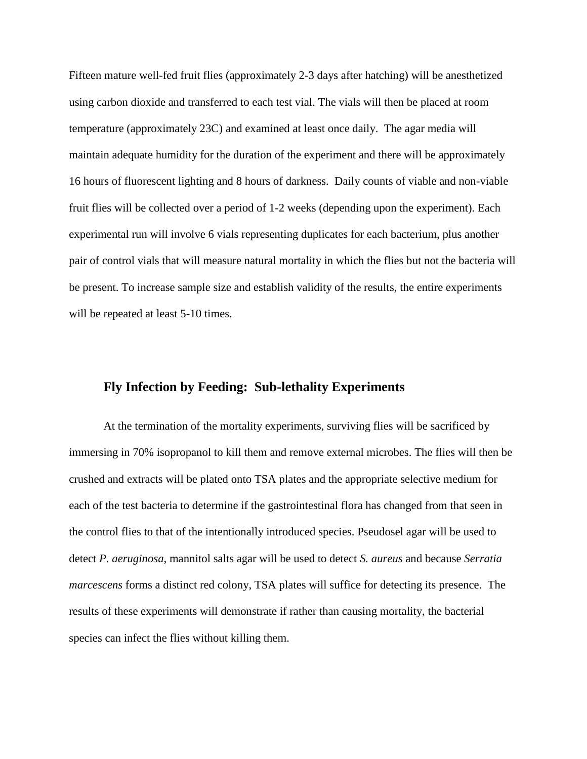Fifteen mature well-fed fruit flies (approximately 2-3 days after hatching) will be anesthetized using carbon dioxide and transferred to each test vial. The vials will then be placed at room temperature (approximately 23C) and examined at least once daily. The agar media will maintain adequate humidity for the duration of the experiment and there will be approximately 16 hours of fluorescent lighting and 8 hours of darkness. Daily counts of viable and non-viable fruit flies will be collected over a period of 1-2 weeks (depending upon the experiment). Each experimental run will involve 6 vials representing duplicates for each bacterium, plus another pair of control vials that will measure natural mortality in which the flies but not the bacteria will be present. To increase sample size and establish validity of the results, the entire experiments will be repeated at least 5-10 times.

### Fly Infection by Feeding: Sub-lethality Experiments

At the termination of the mortality experiments, surviving flies will be sacrificed by immersing in 70% isopropanol to kill them and remove external microbes. The flies will then be crushed and extracts will be plated onto TSA plates and the appropriate selective medium for each of the test bacteria to determine if the gastrointestinal flora has changed from that seen in the control flies to that of the intentionally introduced species. Pseudosel agar will be used to detect *P. aeruginosa*, mannitol salts agar will be used to detect *S. aureus* and because *Serratia marcescens* forms a distinct red colony, TSA plates will suffice for detecting its presence. The results of these experiments will demonstrate if rather than causing mortality, the bacterial species can infect the flies without killing them.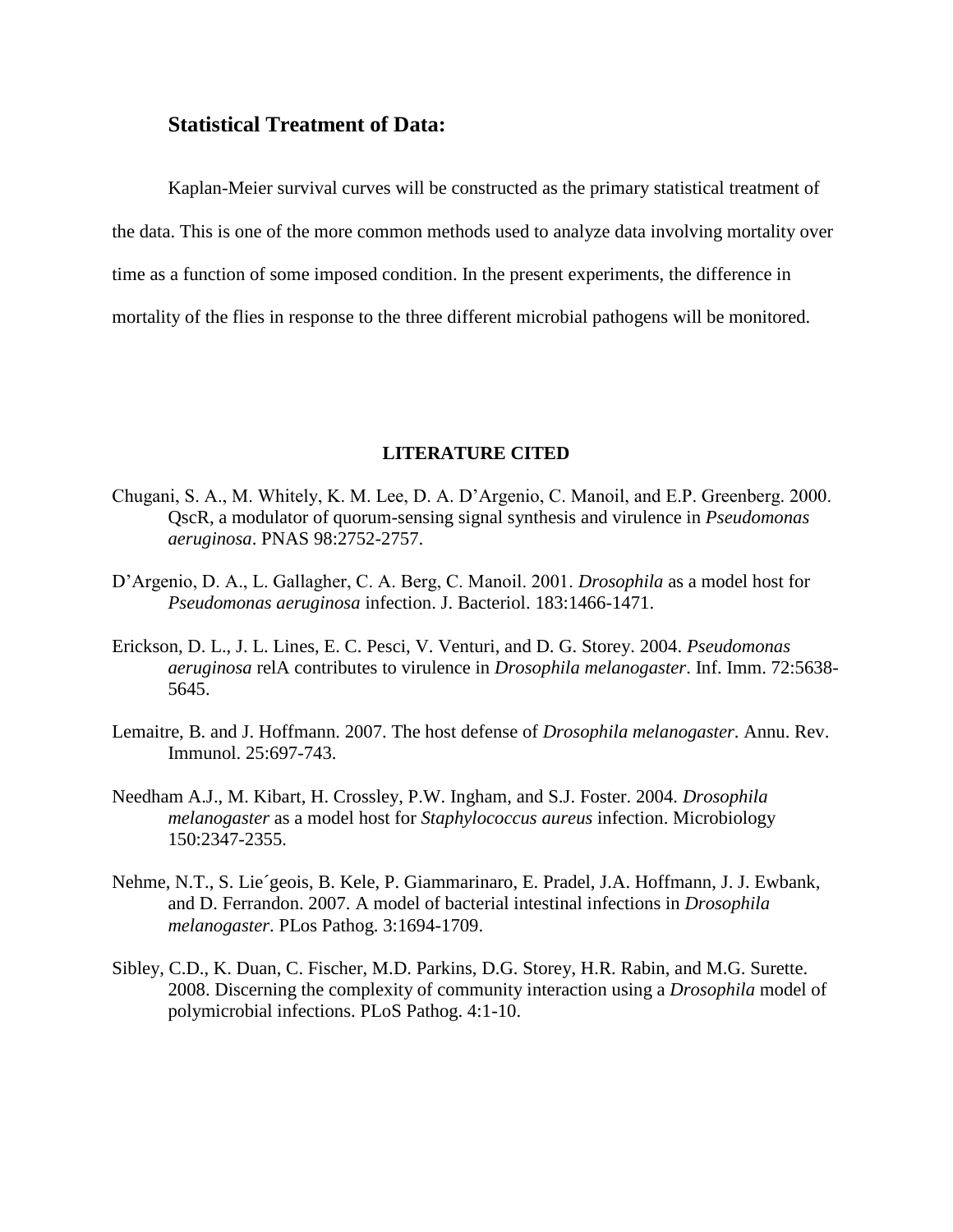## Statistical Treatment of Data:

Kaplan-Meier survival curves will be constructed as the primary statistical treatment of the data. This is one of the more common methods used to analyze data involving mortality over time as a function of some imposed condition. In the present experiments, the difference in mortality of the flies in response to the three different microbial pathogens will be monitored.

### LITERATURE CITED

Chugani, S. A., M. Whitely, K. M. Lee, D. A. D'Argenio, C. Manoil, and E.P. Greenberg. 2000. QscR, a modulator of quorum-sensing signal synthesis and virulence in *Pseudomonas aeruginosa*. PNAS 98:2752-2757.

D'Argenio, D. A., L. Gallagher, C. A. Berg, C. Manoil. 2001. *Drosophila* as a model host for *Pseudomonas aeruginosa* infection. J. Bacteriol. 183:1466-1471.

Erickson, D. L., J. L. Lines, E. C. Pesci, V. Venturi, and D. G. Storey. 2004. *Pseudomonas aeruginosa* relA contributes to virulence in *Drosophila melanogaster*. Inf. Imm. 72:5638-5645.

Lemaitre, B. and J. Hoffmann. 2007. The host defense of *Drosophila melanogaster*. Annu. Rev. Immunol. 25:697-743.

Needham A.J., M. Kibart, H. Crossley, P.W. Ingham, and S.J. Foster. 2004. *Drosophila melanogaster* as a model host for *Staphylococcus aureus* infection. Microbiology 150:2347-2355.

Nehme, N.T., S. Lie´geois, B. Kele, P. Giammarinaro, E. Pradel, J.A. Hoffmann, J. J. Ewbank, and D. Ferrandon. 2007. A model of bacterial intestinal infections in *Drosophila melanogaster*. PLos Pathog. 3:1694-1709.

Sibley, C.D., K. Duan, C. Fischer, M.D. Parkins, D.G. Storey, H.R. Rabin, and M.G. Surette. 2008. Discerning the complexity of community interaction using a *Drosophila* model of polymicrobial infections. PLoS Pathog. 4:1-10.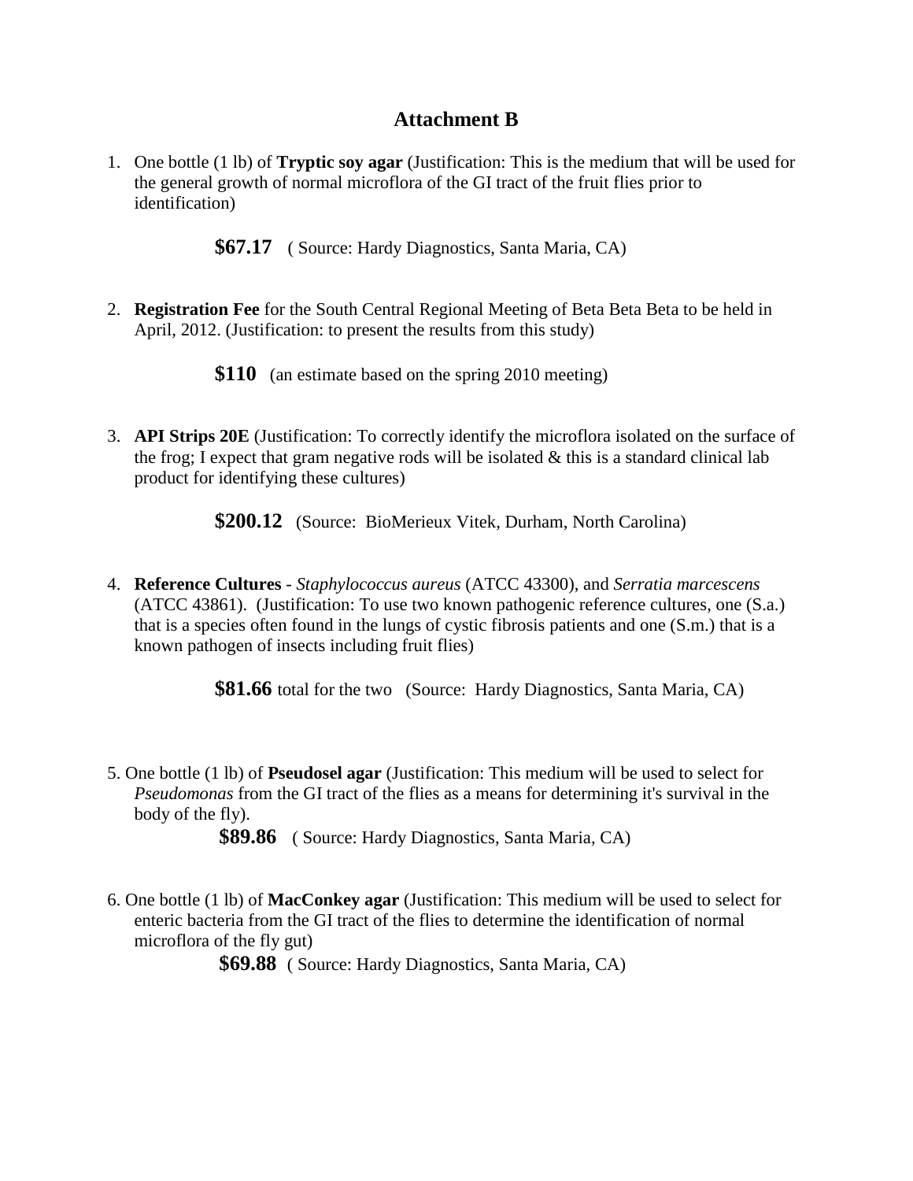# Attachment B

1. One bottle (1 lb) of **Tryptic soy agar** (Justification: This is the medium that will be used for the general growth of normal microflora of the GI tract of the fruit flies prior to identification)

   **$67.17** ( Source: Hardy Diagnostics, Santa Maria, CA)

2. **Registration Fee** for the South Central Regional Meeting of Beta Beta Beta to be held in April, 2012. (Justification: to present the results from this study)

   **$110** (an estimate based on the spring 2010 meeting)

3. **API Strips 20E** (Justification: To correctly identify the microflora isolated on the surface of the frog; I expect that gram negative rods will be isolated & this is a standard clinical lab product for identifying these cultures)

   **$200.12** (Source: BioMerieux Vitek, Durham, North Carolina)

4. **Reference Cultures** - *Staphylococcus aureus* (ATCC 43300), and *Serratia marcescens* (ATCC 43861). (Justification: To use two known pathogenic reference cultures, one (S.a.) that is a species often found in the lungs of cystic fibrosis patients and one (S.m.) that is a known pathogen of insects including fruit flies)

   **$81.66** total for the two (Source: Hardy Diagnostics, Santa Maria, CA)

5. One bottle (1 lb) of **Pseudosel agar** (Justification: This medium will be used to select for *Pseudomonas* from the GI tract of the flies as a means for determining it's survival in the body of the fly).

   **$89.86** ( Source: Hardy Diagnostics, Santa Maria, CA)

6. One bottle (1 lb) of **MacConkey agar** (Justification: This medium will be used to select for enteric bacteria from the GI tract of the flies to determine the identification of normal microflora of the fly gut)

   **$69.88** ( Source: Hardy Diagnostics, Santa Maria, CA)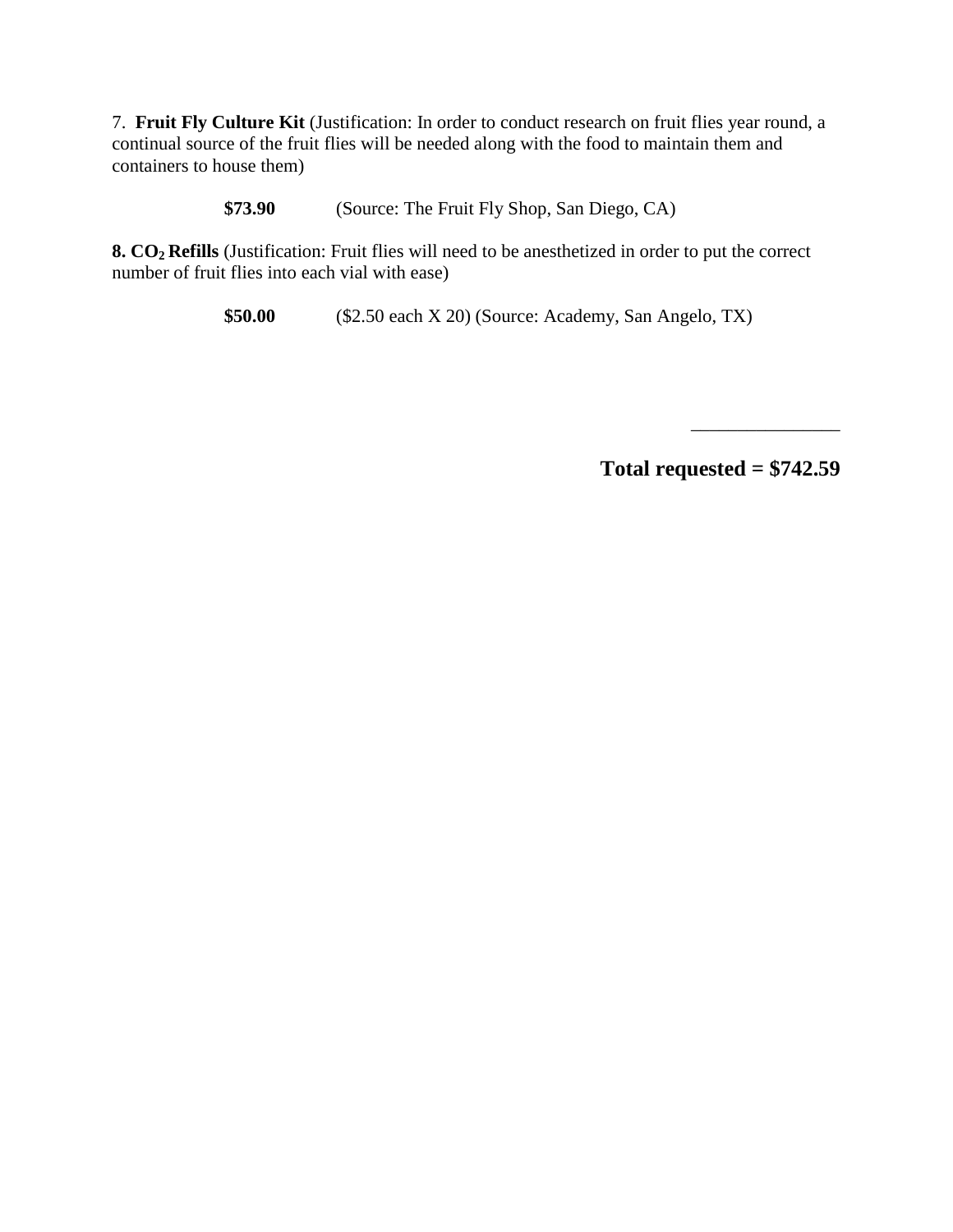7. **Fruit Fly Culture Kit** (Justification: In order to conduct research on fruit flies year round, a continual source of the fruit flies will be needed along with the food to maintain them and containers to house them)

**$73.90** (Source: The Fruit Fly Shop, San Diego, CA)

**8. $CO_2$ Refills** (Justification: Fruit flies will need to be anesthetized in order to put the correct number of fruit flies into each vial with ease)

**$50.00** ($2.50 each X 20) (Source: Academy, San Angelo, TX)

---

**Total requested = $742.59**